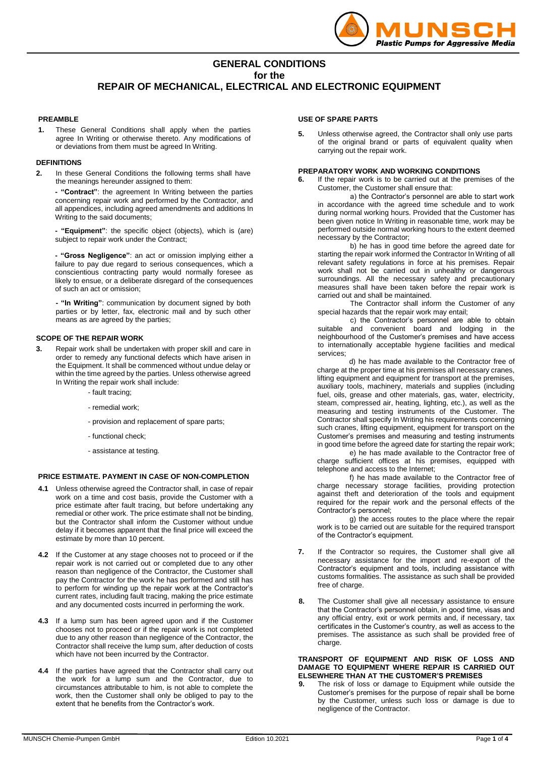# GENERAL CONDITIONS
## for the
# REPAIR OF MECHANICAL, ELECTRICAL AND ELECTRONIC EQUIPMENT

### PREAMBLE

**1.** These General Conditions shall apply when the parties agree In Writing or otherwise thereto. Any modifications of or deviations from them must be agreed In Writing.

### DEFINITIONS

**2.** In these General Conditions the following terms shall have the meanings hereunder assigned to them:

- **"Contract"**: the agreement In Writing between the parties concerning repair work and performed by the Contractor, and all appendices, including agreed amendments and additions In Writing to the said documents;

- **"Equipment"**: the specific object (objects), which is (are) subject to repair work under the Contract;

- **"Gross Negligence"**: an act or omission implying either a failure to pay due regard to serious consequences, which a conscientious contracting party would normally foresee as likely to ensue, or a deliberate disregard of the consequences of such an act or omission;

- **"In Writing"**: communication by document signed by both parties or by letter, fax, electronic mail and by such other means as are agreed by the parties;

### SCOPE OF THE REPAIR WORK

**3.** Repair work shall be undertaken with proper skill and care in order to remedy any functional defects which have arisen in the Equipment. It shall be commenced without undue delay or within the time agreed by the parties. Unless otherwise agreed In Writing the repair work shall include:

- fault tracing;
- remedial work;
- provision and replacement of spare parts;
- functional check;
- assistance at testing.

### PRICE ESTIMATE. PAYMENT IN CASE OF NON-COMPLETION

**4.1** Unless otherwise agreed the Contractor shall, in case of repair work on a time and cost basis, provide the Customer with a price estimate after fault tracing, but before undertaking any remedial or other work. The price estimate shall not be binding, but the Contractor shall inform the Customer without undue delay if it becomes apparent that the final price will exceed the estimate by more than 10 percent.

**4.2** If the Customer at any stage chooses not to proceed or if the repair work is not carried out or completed due to any other reason than negligence of the Contractor, the Customer shall pay the Contractor for the work he has performed and still has to perform for winding up the repair work at the Contractor's current rates, including fault tracing, making the price estimate and any documented costs incurred in performing the work.

**4.3** If a lump sum has been agreed upon and if the Customer chooses not to proceed or if the repair work is not completed due to any other reason than negligence of the Contractor, the Contractor shall receive the lump sum, after deduction of costs which have not been incurred by the Contractor.

**4.4** If the parties have agreed that the Contractor shall carry out the work for a lump sum and the Contractor, due to circumstances attributable to him, is not able to complete the work, then the Customer shall only be obliged to pay to the extent that he benefits from the Contractor's work.

### USE OF SPARE PARTS

**5.** Unless otherwise agreed, the Contractor shall only use parts of the original brand or parts of equivalent quality when carrying out the repair work.

### PREPARATORY WORK AND WORKING CONDITIONS

**6.** If the repair work is to be carried out at the premises of the Customer, the Customer shall ensure that:

a) the Contractor's personnel are able to start work in accordance with the agreed time schedule and to work during normal working hours. Provided that the Customer has been given notice In Writing in reasonable time, work may be performed outside normal working hours to the extent deemed necessary by the Contractor;

b) he has in good time before the agreed date for starting the repair work informed the Contractor In Writing of all relevant safety regulations in force at his premises. Repair work shall not be carried out in unhealthy or dangerous surroundings. All the necessary safety and precautionary measures shall have been taken before the repair work is carried out and shall be maintained.

The Contractor shall inform the Customer of any special hazards that the repair work may entail;

c) the Contractor's personnel are able to obtain suitable and convenient board and lodging in the neighbourhood of the Customer's premises and have access to internationally acceptable hygiene facilities and medical services;

d) he has made available to the Contractor free of charge at the proper time at his premises all necessary cranes, lifting equipment and equipment for transport at the premises, auxiliary tools, machinery, materials and supplies (including fuel, oils, grease and other materials, gas, water, electricity, steam, compressed air, heating, lighting, etc.), as well as the measuring and testing instruments of the Customer. The Contractor shall specify In Writing his requirements concerning such cranes, lifting equipment, equipment for transport on the Customer's premises and measuring and testing instruments in good time before the agreed date for starting the repair work;

e) he has made available to the Contractor free of charge sufficient offices at his premises, equipped with telephone and access to the Internet;

f) he has made available to the Contractor free of charge necessary storage facilities, providing protection against theft and deterioration of the tools and equipment required for the repair work and the personal effects of the Contractor's personnel;

g) the access routes to the place where the repair work is to be carried out are suitable for the required transport of the Contractor's equipment.

**7.** If the Contractor so requires, the Customer shall give all necessary assistance for the import and re-export of the Contractor's equipment and tools, including assistance with customs formalities. The assistance as such shall be provided free of charge.

**8.** The Customer shall give all necessary assistance to ensure that the Contractor's personnel obtain, in good time, visas and any official entry, exit or work permits and, if necessary, tax certificates in the Customer's country, as well as access to the premises. The assistance as such shall be provided free of charge.

### TRANSPORT OF EQUIPMENT AND RISK OF LOSS AND DAMAGE TO EQUIPMENT WHERE REPAIR IS CARRIED OUT ELSEWHERE THAN AT THE CUSTOMER'S PREMISES

**9.** The risk of loss or damage to Equipment while outside the Customer's premises for the purpose of repair shall be borne by the Customer, unless such loss or damage is due to negligence of the Contractor.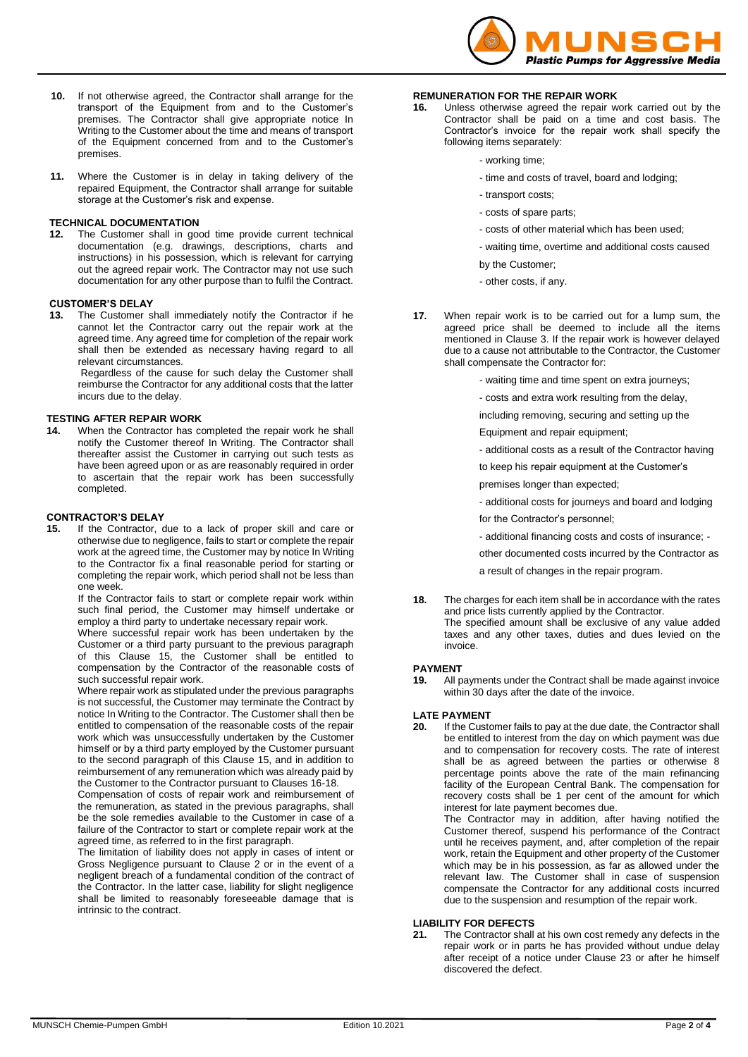**10.** If not otherwise agreed, the Contractor shall arrange for the transport of the Equipment from and to the Customer's premises. The Contractor shall give appropriate notice In Writing to the Customer about the time and means of transport of the Equipment concerned from and to the Customer's premises.

**11.** Where the Customer is in delay in taking delivery of the repaired Equipment, the Contractor shall arrange for suitable storage at the Customer's risk and expense.

## TECHNICAL DOCUMENTATION

**12.** The Customer shall in good time provide current technical documentation (e.g. drawings, descriptions, charts and instructions) in his possession, which is relevant for carrying out the agreed repair work. The Contractor may not use such documentation for any other purpose than to fulfil the Contract.

## CUSTOMER'S DELAY

**13.** The Customer shall immediately notify the Contractor if he cannot let the Contractor carry out the repair work at the agreed time. Any agreed time for completion of the repair work shall then be extended as necessary having regard to all relevant circumstances.

Regardless of the cause for such delay the Customer shall reimburse the Contractor for any additional costs that the latter incurs due to the delay.

## TESTING AFTER REPAIR WORK

**14.** When the Contractor has completed the repair work he shall notify the Customer thereof In Writing. The Contractor shall thereafter assist the Customer in carrying out such tests as have been agreed upon or as are reasonably required in order to ascertain that the repair work has been successfully completed.

## CONTRACTOR'S DELAY

**15.** If the Contractor, due to a lack of proper skill and care or otherwise due to negligence, fails to start or complete the repair work at the agreed time, the Customer may by notice In Writing to the Contractor fix a final reasonable period for starting or completing the repair work, which period shall not be less than one week.

If the Contractor fails to start or complete repair work within such final period, the Customer may himself undertake or employ a third party to undertake necessary repair work.

Where successful repair work has been undertaken by the Customer or a third party pursuant to the previous paragraph of this Clause 15, the Customer shall be entitled to compensation by the Contractor of the reasonable costs of such successful repair work.

Where repair work as stipulated under the previous paragraphs is not successful, the Customer may terminate the Contract by notice In Writing to the Contractor. The Customer shall then be entitled to compensation of the reasonable costs of the repair work which was unsuccessfully undertaken by the Customer himself or by a third party employed by the Customer pursuant to the second paragraph of this Clause 15, and in addition to reimbursement of any remuneration which was already paid by the Customer to the Contractor pursuant to Clauses 16-18.

Compensation of costs of repair work and reimbursement of the remuneration, as stated in the previous paragraphs, shall be the sole remedies available to the Customer in case of a failure of the Contractor to start or complete repair work at the agreed time, as referred to in the first paragraph.

The limitation of liability does not apply in cases of intent or Gross Negligence pursuant to Clause 2 or in the event of a negligent breach of a fundamental condition of the contract of the Contractor. In the latter case, liability for slight negligence shall be limited to reasonably foreseeable damage that is intrinsic to the contract.

## REMUNERATION FOR THE REPAIR WORK

**16.** Unless otherwise agreed the repair work carried out by the Contractor shall be paid on a time and cost basis. The Contractor's invoice for the repair work shall specify the following items separately:

- working time;
- time and costs of travel, board and lodging;
- transport costs;
- costs of spare parts;
- costs of other material which has been used;
- waiting time, overtime and additional costs caused by the Customer;
- other costs, if any.

**17.** When repair work is to be carried out for a lump sum, the agreed price shall be deemed to include all the items mentioned in Clause 3. If the repair work is however delayed due to a cause not attributable to the Contractor, the Customer shall compensate the Contractor for:

- waiting time and time spent on extra journeys;
- costs and extra work resulting from the delay, including removing, securing and setting up the Equipment and repair equipment;
- additional costs as a result of the Contractor having to keep his repair equipment at the Customer's premises longer than expected;
- additional costs for journeys and board and lodging for the Contractor's personnel;
- additional financing costs and costs of insurance;
- other documented costs incurred by the Contractor as a result of changes in the repair program.

**18.** The charges for each item shall be in accordance with the rates and price lists currently applied by the Contractor.
The specified amount shall be exclusive of any value added taxes and any other taxes, duties and dues levied on the invoice.

## PAYMENT

**19.** All payments under the Contract shall be made against invoice within 30 days after the date of the invoice.

## LATE PAYMENT

**20.** If the Customer fails to pay at the due date, the Contractor shall be entitled to interest from the day on which payment was due and to compensation for recovery costs. The rate of interest shall be as agreed between the parties or otherwise 8 percentage points above the rate of the main refinancing facility of the European Central Bank. The compensation for recovery costs shall be 1 per cent of the amount for which interest for late payment becomes due.

The Contractor may in addition, after having notified the Customer thereof, suspend his performance of the Contract until he receives payment, and, after completion of the repair work, retain the Equipment and other property of the Customer which may be in his possession, as far as allowed under the relevant law. The Customer shall in case of suspension compensate the Contractor for any additional costs incurred due to the suspension and resumption of the repair work.

## LIABILITY FOR DEFECTS

**21.** The Contractor shall at his own cost remedy any defects in the repair work or in parts he has provided without undue delay after receipt of a notice under Clause 23 or after he himself discovered the defect.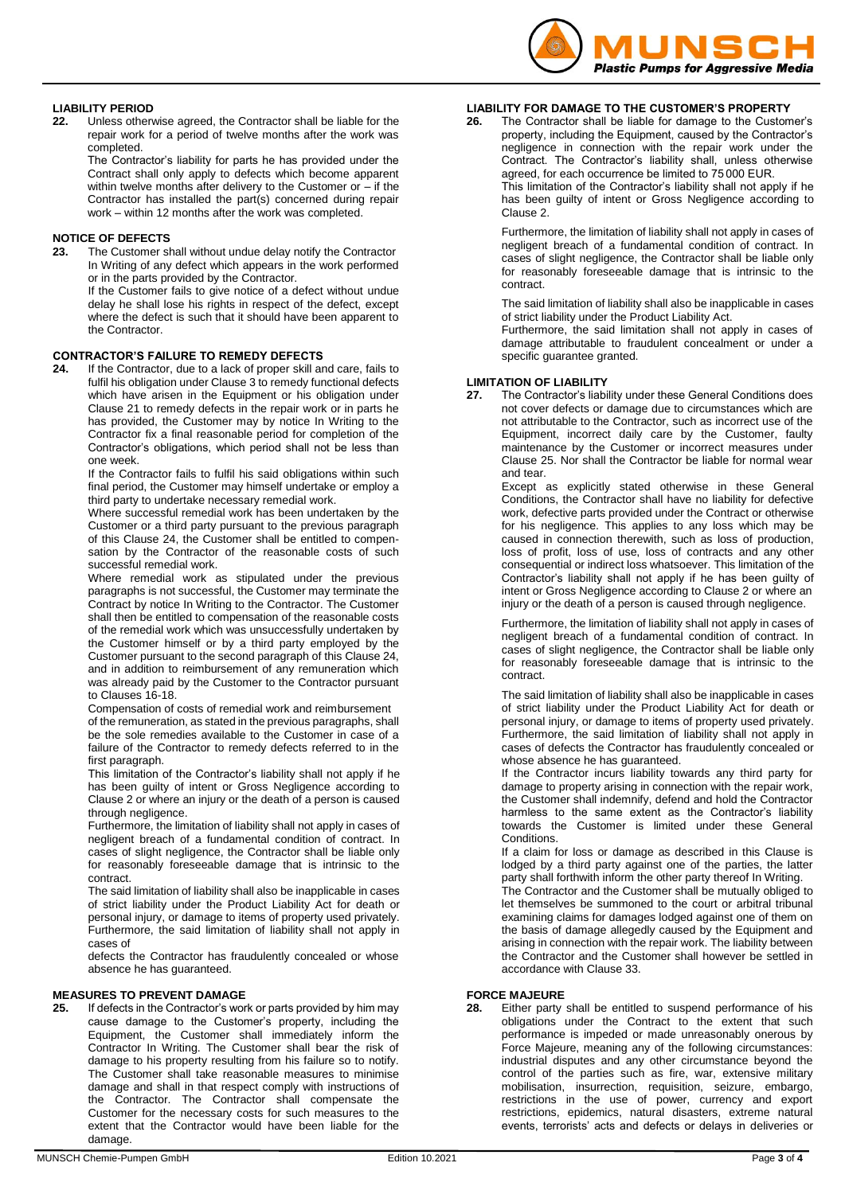## LIABILITY PERIOD

**22.** Unless otherwise agreed, the Contractor shall be liable for the repair work for a period of twelve months after the work was completed.

The Contractor's liability for parts he has provided under the Contract shall only apply to defects which become apparent within twelve months after delivery to the Customer or – if the Contractor has installed the part(s) concerned during repair work – within 12 months after the work was completed.

## NOTICE OF DEFECTS

**23.** The Customer shall without undue delay notify the Contractor In Writing of any defect which appears in the work performed or in the parts provided by the Contractor.

If the Customer fails to give notice of a defect without undue delay he shall lose his rights in respect of the defect, except where the defect is such that it should have been apparent to the Contractor.

## CONTRACTOR'S FAILURE TO REMEDY DEFECTS

**24.** If the Contractor, due to a lack of proper skill and care, fails to fulfil his obligation under Clause 3 to remedy functional defects which have arisen in the Equipment or his obligation under Clause 21 to remedy defects in the repair work or in parts he has provided, the Customer may by notice In Writing to the Contractor fix a final reasonable period for completion of the Contractor's obligations, which period shall not be less than one week.

If the Contractor fails to fulfil his said obligations within such final period, the Customer may himself undertake or employ a third party to undertake necessary remedial work.

Where successful remedial work has been undertaken by the Customer or a third party pursuant to the previous paragraph of this Clause 24, the Customer shall be entitled to compensation by the Contractor of the reasonable costs of such successful remedial work.

Where remedial work as stipulated under the previous paragraphs is not successful, the Customer may terminate the Contract by notice In Writing to the Contractor. The Customer shall then be entitled to compensation of the reasonable costs of the remedial work which was unsuccessfully undertaken by the Customer himself or by a third party employed by the Customer pursuant to the second paragraph of this Clause 24, and in addition to reimbursement of any remuneration which was already paid by the Customer to the Contractor pursuant to Clauses 16-18.

Compensation of costs of remedial work and reimbursement of the remuneration, as stated in the previous paragraphs, shall be the sole remedies available to the Customer in case of a failure of the Contractor to remedy defects referred to in the first paragraph.

This limitation of the Contractor's liability shall not apply if he has been guilty of intent or Gross Negligence according to Clause 2 or where an injury or the death of a person is caused through negligence.

Furthermore, the limitation of liability shall not apply in cases of negligent breach of a fundamental condition of contract. In cases of slight negligence, the Contractor shall be liable only for reasonably foreseeable damage that is intrinsic to the contract.

The said limitation of liability shall also be inapplicable in cases of strict liability under the Product Liability Act for death or personal injury, or damage to items of property used privately. Furthermore, the said limitation of liability shall not apply in cases of

defects the Contractor has fraudulently concealed or whose absence he has guaranteed.

## MEASURES TO PREVENT DAMAGE

**25.** If defects in the Contractor's work or parts provided by him may cause damage to the Customer's property, including the Equipment, the Customer shall immediately inform the Contractor In Writing. The Customer shall bear the risk of damage to his property resulting from his failure so to notify. The Customer shall take reasonable measures to minimise damage and shall in that respect comply with instructions of the Contractor. The Contractor shall compensate the Customer for the necessary costs for such measures to the extent that the Contractor would have been liable for the damage.

## LIABILITY FOR DAMAGE TO THE CUSTOMER'S PROPERTY

**26.** The Contractor shall be liable for damage to the Customer's property, including the Equipment, caused by the Contractor's negligence in connection with the repair work under the Contract. The Contractor's liability shall, unless otherwise agreed, for each occurrence be limited to 75 000 EUR.

This limitation of the Contractor's liability shall not apply if he has been guilty of intent or Gross Negligence according to Clause 2.

Furthermore, the limitation of liability shall not apply in cases of negligent breach of a fundamental condition of contract. In cases of slight negligence, the Contractor shall be liable only for reasonably foreseeable damage that is intrinsic to the contract.

The said limitation of liability shall also be inapplicable in cases of strict liability under the Product Liability Act.

Furthermore, the said limitation shall not apply in cases of damage attributable to fraudulent concealment or under a specific guarantee granted.

## LIMITATION OF LIABILITY

**27.** The Contractor's liability under these General Conditions does not cover defects or damage due to circumstances which are not attributable to the Contractor, such as incorrect use of the Equipment, incorrect daily care by the Customer, faulty maintenance by the Customer or incorrect measures under Clause 25. Nor shall the Contractor be liable for normal wear and tear.

Except as explicitly stated otherwise in these General Conditions, the Contractor shall have no liability for defective work, defective parts provided under the Contract or otherwise for his negligence. This applies to any loss which may be caused in connection therewith, such as loss of production, loss of profit, loss of use, loss of contracts and any other consequential or indirect loss whatsoever. This limitation of the Contractor's liability shall not apply if he has been guilty of intent or Gross Negligence according to Clause 2 or where an injury or the death of a person is caused through negligence.

Furthermore, the limitation of liability shall not apply in cases of negligent breach of a fundamental condition of contract. In cases of slight negligence, the Contractor shall be liable only for reasonably foreseeable damage that is intrinsic to the contract.

The said limitation of liability shall also be inapplicable in cases of strict liability under the Product Liability Act for death or personal injury, or damage to items of property used privately. Furthermore, the said limitation of liability shall not apply in cases of defects the Contractor has fraudulently concealed or whose absence he has guaranteed.

If the Contractor incurs liability towards any third party for damage to property arising in connection with the repair work, the Customer shall indemnify, defend and hold the Contractor harmless to the same extent as the Contractor's liability towards the Customer is limited under these General Conditions.

If a claim for loss or damage as described in this Clause is lodged by a third party against one of the parties, the latter party shall forthwith inform the other party thereof In Writing.

The Contractor and the Customer shall be mutually obliged to let themselves be summoned to the court or arbitral tribunal examining claims for damages lodged against one of them on the basis of damage allegedly caused by the Equipment and arising in connection with the repair work. The liability between the Contractor and the Customer shall however be settled in accordance with Clause 33.

## FORCE MAJEURE

**28.** Either party shall be entitled to suspend performance of his obligations under the Contract to the extent that such performance is impeded or made unreasonably onerous by Force Majeure, meaning any of the following circumstances: industrial disputes and any other circumstance beyond the control of the parties such as fire, war, extensive military mobilisation, insurrection, requisition, seizure, embargo, restrictions in the use of power, currency and export restrictions, epidemics, natural disasters, extreme natural events, terrorists' acts and defects or delays in deliveries or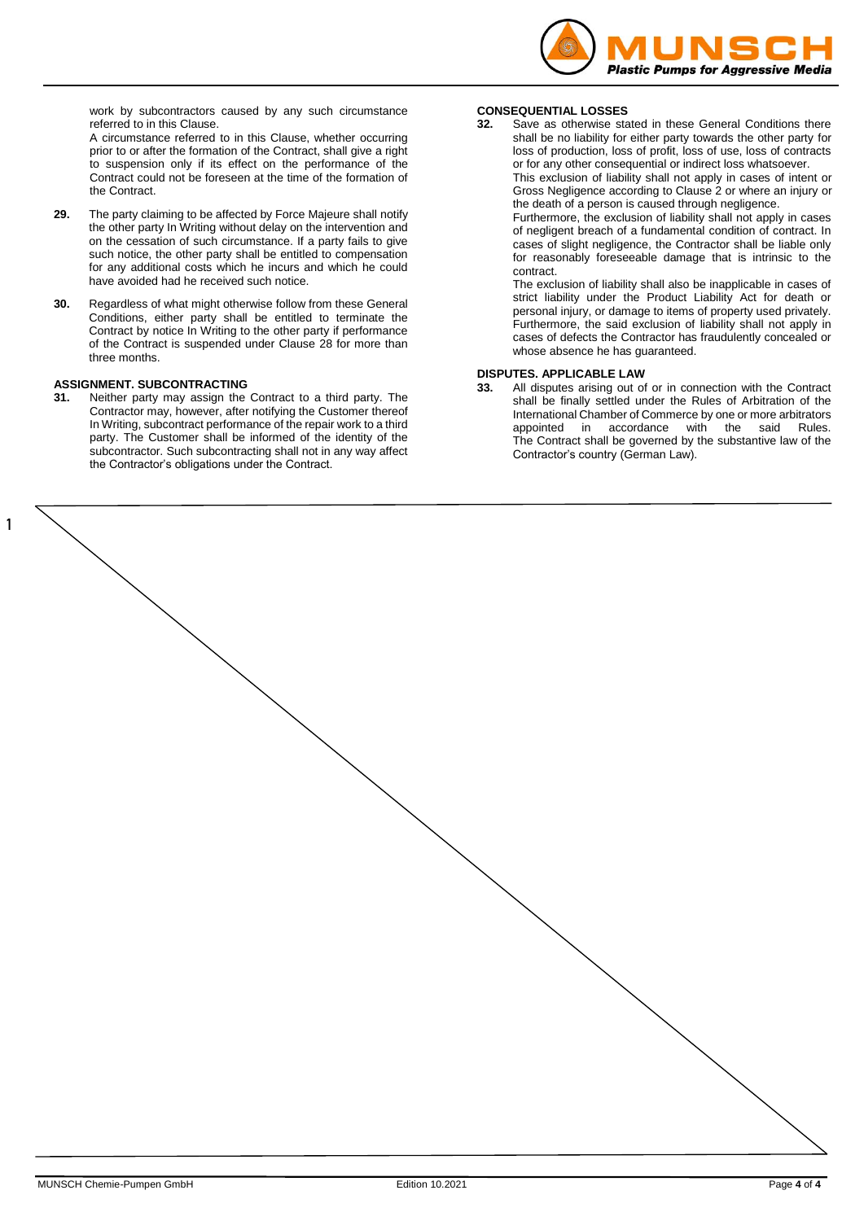work by subcontractors caused by any such circumstance referred to in this Clause.

A circumstance referred to in this Clause, whether occurring prior to or after the formation of the Contract, shall give a right to suspension only if its effect on the performance of the Contract could not be foreseen at the time of the formation of the Contract.

**29.** The party claiming to be affected by Force Majeure shall notify the other party In Writing without delay on the intervention and on the cessation of such circumstance. If a party fails to give such notice, the other party shall be entitled to compensation for any additional costs which he incurs and which he could have avoided had he received such notice.

**30.** Regardless of what might otherwise follow from these General Conditions, either party shall be entitled to terminate the Contract by notice In Writing to the other party if performance of the Contract is suspended under Clause 28 for more than three months.

**ASSIGNMENT. SUBCONTRACTING**

**31.** Neither party may assign the Contract to a third party. The Contractor may, however, after notifying the Customer thereof In Writing, subcontract performance of the repair work to a third party. The Customer shall be informed of the identity of the subcontractor. Such subcontracting shall not in any way affect the Contractor's obligations under the Contract.

**CONSEQUENTIAL LOSSES**

**32.** Save as otherwise stated in these General Conditions there shall be no liability for either party towards the other party for loss of production, loss of profit, loss of use, loss of contracts or for any other consequential or indirect loss whatsoever.

This exclusion of liability shall not apply in cases of intent or Gross Negligence according to Clause 2 or where an injury or the death of a person is caused through negligence.

Furthermore, the exclusion of liability shall not apply in cases of negligent breach of a fundamental condition of contract. In cases of slight negligence, the Contractor shall be liable only for reasonably foreseeable damage that is intrinsic to the contract.

The exclusion of liability shall also be inapplicable in cases of strict liability under the Product Liability Act for death or personal injury, or damage to items of property used privately. Furthermore, the said exclusion of liability shall not apply in cases of defects the Contractor has fraudulently concealed or whose absence he has guaranteed.

**DISPUTES. APPLICABLE LAW**

**33.** All disputes arising out of or in connection with the Contract shall be finally settled under the Rules of Arbitration of the International Chamber of Commerce by one or more arbitrators appointed in accordance with the said Rules. The Contract shall be governed by the substantive law of the Contractor's country (German Law).